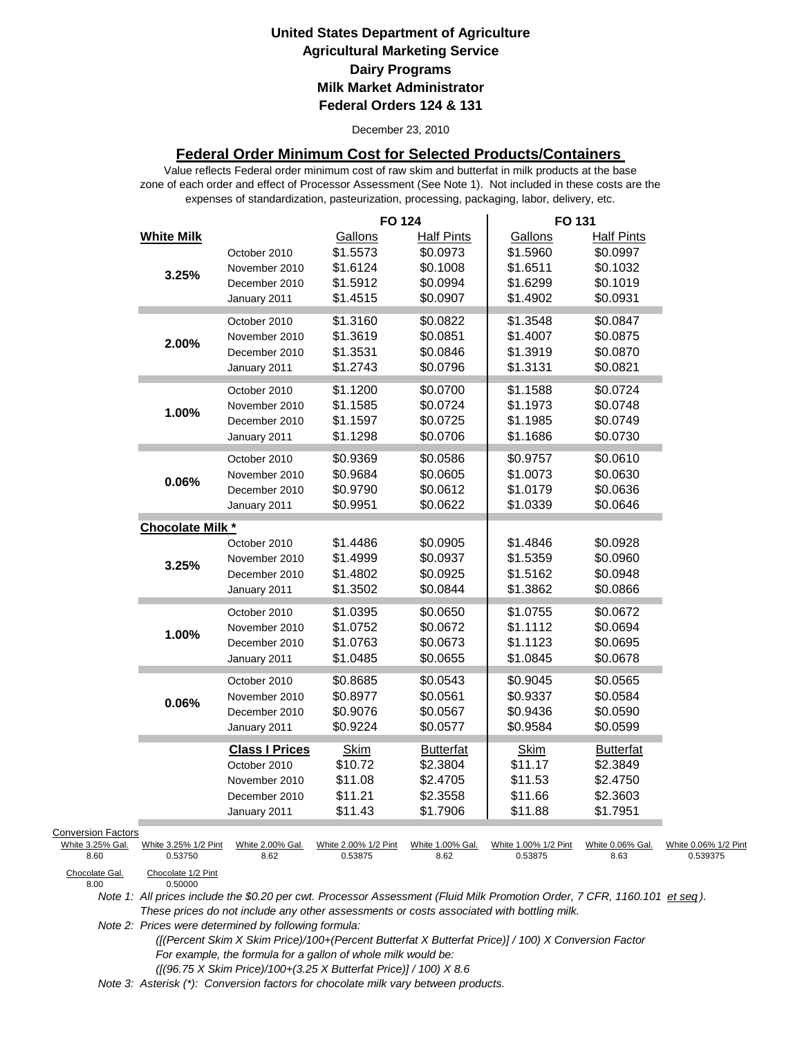**United States Department of Agriculture**
**Agricultural Marketing Service**
**Dairy Programs**
**Milk Market Administrator**
**Federal Orders 124 & 131**

December 23, 2010

## Federal Order Minimum Cost for Selected Products/Containers

Value reflects Federal order minimum cost of raw skim and butterfat in milk products at the base zone of each order and effect of Processor Assessment (See Note 1). Not included in these costs are the expenses of standardization, pasteurization, processing, packaging, labor, delivery, etc.

| | | FO 124 | | FO 131 | |
|---|---|---|---|---|---|
| **White Milk** | | Gallons | Half Pints | Gallons | Half Pints |
| **3.25%** | October 2010 | $1.5573 | $0.0973 | $1.5960 | $0.0997 |
| | November 2010 | $1.6124 | $0.1008 | $1.6511 | $0.1032 |
| | December 2010 | $1.5912 | $0.0994 | $1.6299 | $0.1019 |
| | January 2011 | $1.4515 | $0.0907 | $1.4902 | $0.0931 |
| **2.00%** | October 2010 | $1.3160 | $0.0822 | $1.3548 | $0.0847 |
| | November 2010 | $1.3619 | $0.0851 | $1.4007 | $0.0875 |
| | December 2010 | $1.3531 | $0.0846 | $1.3919 | $0.0870 |
| | January 2011 | $1.2743 | $0.0796 | $1.3131 | $0.0821 |
| **1.00%** | October 2010 | $1.1200 | $0.0700 | $1.1588 | $0.0724 |
| | November 2010 | $1.1585 | $0.0724 | $1.1973 | $0.0748 |
| | December 2010 | $1.1597 | $0.0725 | $1.1985 | $0.0749 |
| | January 2011 | $1.1298 | $0.0706 | $1.1686 | $0.0730 |
| **0.06%** | October 2010 | $0.9369 | $0.0586 | $0.9757 | $0.0610 |
| | November 2010 | $0.9684 | $0.0605 | $1.0073 | $0.0630 |
| | December 2010 | $0.9790 | $0.0612 | $1.0179 | $0.0636 |
| | January 2011 | $0.9951 | $0.0622 | $1.0339 | $0.0646 |
| **Chocolate Milk *** | | | | | |
| **3.25%** | October 2010 | $1.4486 | $0.0905 | $1.4846 | $0.0928 |
| | November 2010 | $1.4999 | $0.0937 | $1.5359 | $0.0960 |
| | December 2010 | $1.4802 | $0.0925 | $1.5162 | $0.0948 |
| | January 2011 | $1.3502 | $0.0844 | $1.3862 | $0.0866 |
| **1.00%** | October 2010 | $1.0395 | $0.0650 | $1.0755 | $0.0672 |
| | November 2010 | $1.0752 | $0.0672 | $1.1112 | $0.0694 |
| | December 2010 | $1.0763 | $0.0673 | $1.1123 | $0.0695 |
| | January 2011 | $1.0485 | $0.0655 | $1.0845 | $0.0678 |
| **0.06%** | October 2010 | $0.8685 | $0.0543 | $0.9045 | $0.0565 |
| | November 2010 | $0.8977 | $0.0561 | $0.9337 | $0.0584 |
| | December 2010 | $0.9076 | $0.0567 | $0.9436 | $0.0590 |
| | January 2011 | $0.9224 | $0.0577 | $0.9584 | $0.0599 |
| | **Class I Prices** | Skim | Butterfat | Skim | Butterfat |
| | October 2010 | $10.72 | $2.3804 | $11.17 | $2.3849 |
| | November 2010 | $11.08 | $2.4705 | $11.53 | $2.4750 |
| | December 2010 | $11.21 | $2.3558 | $11.66 | $2.3603 |
| | January 2011 | $11.43 | $1.7906 | $11.88 | $1.7951 |

Conversion Factors

| White 3.25% Gal. | White 3.25% 1/2 Pint | White 2.00% Gal. | White 2.00% 1/2 Pint | White 1.00% Gal. | White 1.00% 1/2 Pint | White 0.06% Gal. | White 0.06% 1/2 Pint |
|---|---|---|---|---|---|---|---|
| 8.60 | 0.53750 | 8.62 | 0.53875 | 8.62 | 0.53875 | 8.63 | 0.539375 |

| Chocolate Gal. | Chocolate 1/2 Pint |
|---|---|
| 8.00 | 0.50000 |

*Note 1: All prices include the $0.20 per cwt. Processor Assessment (Fluid Milk Promotion Order, 7 CFR, 1160.101 et seq). These prices do not include any other assessments or costs associated with bottling milk.*

*Note 2: Prices were determined by following formula:*
*([(Percent Skim X Skim Price)/100+(Percent Butterfat X Butterfat Price)] / 100) X Conversion Factor*
*For example, the formula for a gallon of whole milk would be:*
*([(96.75 X Skim Price)/100+(3.25 X Butterfat Price)] / 100) X 8.6*

*Note 3: Asterisk (*): Conversion factors for chocolate milk vary between products.*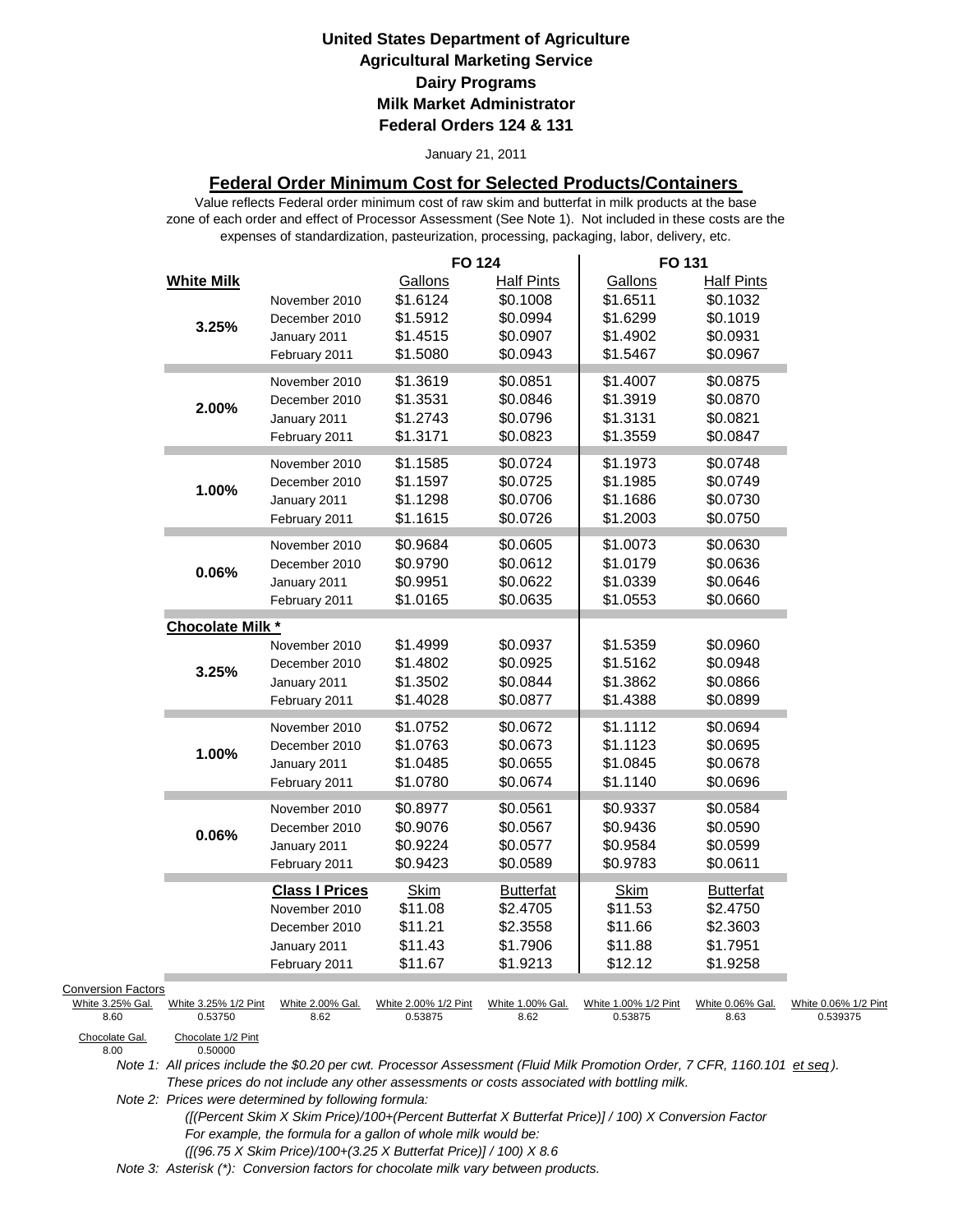**United States Department of Agriculture**
**Agricultural Marketing Service**
**Dairy Programs**
**Milk Market Administrator**
**Federal Orders 124 & 131**

January 21, 2011

## Federal Order Minimum Cost for Selected Products/Containers

Value reflects Federal order minimum cost of raw skim and butterfat in milk products at the base zone of each order and effect of Processor Assessment (See Note 1). Not included in these costs are the expenses of standardization, pasteurization, processing, packaging, labor, delivery, etc.

| | | FO 124 | | FO 131 | |
|---|---|---|---|---|---|
| **White Milk** | | Gallons | Half Pints | Gallons | Half Pints |
| 3.25% | November 2010 | $1.6124 | $0.1008 | $1.6511 | $0.1032 |
| | December 2010 | $1.5912 | $0.0994 | $1.6299 | $0.1019 |
| | January 2011 | $1.4515 | $0.0907 | $1.4902 | $0.0931 |
| | February 2011 | $1.5080 | $0.0943 | $1.5467 | $0.0967 |
| 2.00% | November 2010 | $1.3619 | $0.0851 | $1.4007 | $0.0875 |
| | December 2010 | $1.3531 | $0.0846 | $1.3919 | $0.0870 |
| | January 2011 | $1.2743 | $0.0796 | $1.3131 | $0.0821 |
| | February 2011 | $1.3171 | $0.0823 | $1.3559 | $0.0847 |
| 1.00% | November 2010 | $1.1585 | $0.0724 | $1.1973 | $0.0748 |
| | December 2010 | $1.1597 | $0.0725 | $1.1985 | $0.0749 |
| | January 2011 | $1.1298 | $0.0706 | $1.1686 | $0.0730 |
| | February 2011 | $1.1615 | $0.0726 | $1.2003 | $0.0750 |
| 0.06% | November 2010 | $0.9684 | $0.0605 | $1.0073 | $0.0630 |
| | December 2010 | $0.9790 | $0.0612 | $1.0179 | $0.0636 |
| | January 2011 | $0.9951 | $0.0622 | $1.0339 | $0.0646 |
| | February 2011 | $1.0165 | $0.0635 | $1.0553 | $0.0660 |
| **Chocolate Milk \*** | | | | | |
| 3.25% | November 2010 | $1.4999 | $0.0937 | $1.5359 | $0.0960 |
| | December 2010 | $1.4802 | $0.0925 | $1.5162 | $0.0948 |
| | January 2011 | $1.3502 | $0.0844 | $1.3862 | $0.0866 |
| | February 2011 | $1.4028 | $0.0877 | $1.4388 | $0.0899 |
| 1.00% | November 2010 | $1.0752 | $0.0672 | $1.1112 | $0.0694 |
| | December 2010 | $1.0763 | $0.0673 | $1.1123 | $0.0695 |
| | January 2011 | $1.0485 | $0.0655 | $1.0845 | $0.0678 |
| | February 2011 | $1.0780 | $0.0674 | $1.1140 | $0.0696 |
| 0.06% | November 2010 | $0.8977 | $0.0561 | $0.9337 | $0.0584 |
| | December 2010 | $0.9076 | $0.0567 | $0.9436 | $0.0590 |
| | January 2011 | $0.9224 | $0.0577 | $0.9584 | $0.0599 |
| | February 2011 | $0.9423 | $0.0589 | $0.9783 | $0.0611 |
| | **Class I Prices** | Skim | Butterfat | Skim | Butterfat |
| | November 2010 | $11.08 | $2.4705 | $11.53 | $2.4750 |
| | December 2010 | $11.21 | $2.3558 | $11.66 | $2.3603 |
| | January 2011 | $11.43 | $1.7906 | $11.88 | $1.7951 |
| | February 2011 | $11.67 | $1.9213 | $12.12 | $1.9258 |

Conversion Factors

| White 3.25% Gal. | White 3.25% 1/2 Pint | White 2.00% Gal. | White 2.00% 1/2 Pint | White 1.00% Gal. | White 1.00% 1/2 Pint | White 0.06% Gal. | White 0.06% 1/2 Pint |
|---|---|---|---|---|---|---|---|
| 8.60 | 0.53750 | 8.62 | 0.53875 | 8.62 | 0.53875 | 8.63 | 0.539375 |

| Chocolate Gal. | Chocolate 1/2 Pint |
|---|---|
| 8.00 | 0.50000 |

*Note 1: All prices include the $0.20 per cwt. Processor Assessment (Fluid Milk Promotion Order, 7 CFR, 1160.101 et seq). These prices do not include any other assessments or costs associated with bottling milk.*

*Note 2: Prices were determined by following formula:*
*([(Percent Skim X Skim Price)/100+(Percent Butterfat X Butterfat Price)] / 100) X Conversion Factor*
*For example, the formula for a gallon of whole milk would be:*
*([(96.75 X Skim Price)/100+(3.25 X Butterfat Price)] / 100) X 8.6*

*Note 3: Asterisk (*): Conversion factors for chocolate milk vary between products.*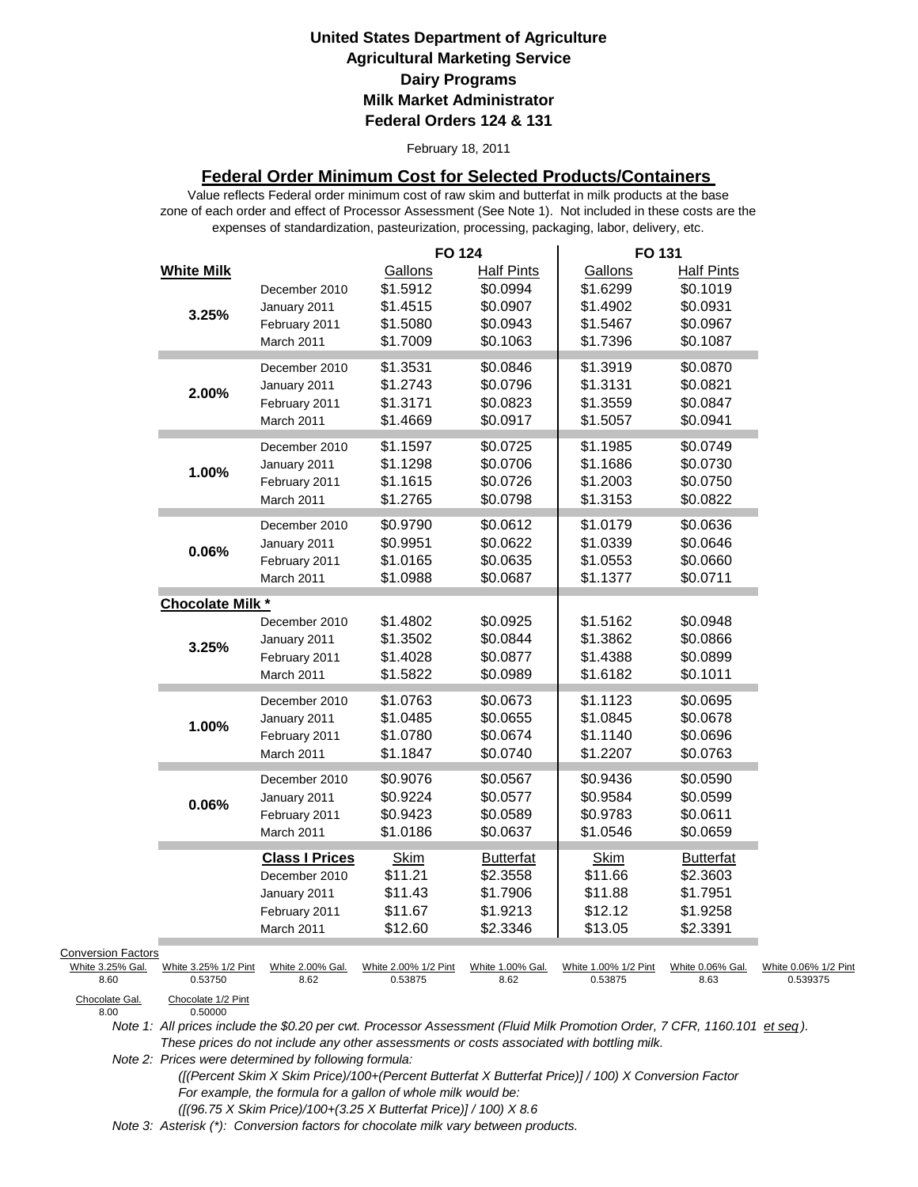**United States Department of Agriculture**
**Agricultural Marketing Service**
**Dairy Programs**
**Milk Market Administrator**
**Federal Orders 124 & 131**

February 18, 2011

## Federal Order Minimum Cost for Selected Products/Containers

Value reflects Federal order minimum cost of raw skim and butterfat in milk products at the base zone of each order and effect of Processor Assessment (See Note 1). Not included in these costs are the expenses of standardization, pasteurization, processing, packaging, labor, delivery, etc.

| | | FO 124 | | FO 131 | |
|---|---|---|---|---|---|
| **White Milk** | | Gallons | Half Pints | Gallons | Half Pints |
| 3.25% | December 2010 | $1.5912 | $0.0994 | $1.6299 | $0.1019 |
| | January 2011 | $1.4515 | $0.0907 | $1.4902 | $0.0931 |
| | February 2011 | $1.5080 | $0.0943 | $1.5467 | $0.0967 |
| | March 2011 | $1.7009 | $0.1063 | $1.7396 | $0.1087 |
| 2.00% | December 2010 | $1.3531 | $0.0846 | $1.3919 | $0.0870 |
| | January 2011 | $1.2743 | $0.0796 | $1.3131 | $0.0821 |
| | February 2011 | $1.3171 | $0.0823 | $1.3559 | $0.0847 |
| | March 2011 | $1.4669 | $0.0917 | $1.5057 | $0.0941 |
| 1.00% | December 2010 | $1.1597 | $0.0725 | $1.1985 | $0.0749 |
| | January 2011 | $1.1298 | $0.0706 | $1.1686 | $0.0730 |
| | February 2011 | $1.1615 | $0.0726 | $1.2003 | $0.0750 |
| | March 2011 | $1.2765 | $0.0798 | $1.3153 | $0.0822 |
| 0.06% | December 2010 | $0.9790 | $0.0612 | $1.0179 | $0.0636 |
| | January 2011 | $0.9951 | $0.0622 | $1.0339 | $0.0646 |
| | February 2011 | $1.0165 | $0.0635 | $1.0553 | $0.0660 |
| | March 2011 | $1.0988 | $0.0687 | $1.1377 | $0.0711 |
| **Chocolate Milk *** | | | | | |
| 3.25% | December 2010 | $1.4802 | $0.0925 | $1.5162 | $0.0948 |
| | January 2011 | $1.3502 | $0.0844 | $1.3862 | $0.0866 |
| | February 2011 | $1.4028 | $0.0877 | $1.4388 | $0.0899 |
| | March 2011 | $1.5822 | $0.0989 | $1.6182 | $0.1011 |
| 1.00% | December 2010 | $1.0763 | $0.0673 | $1.1123 | $0.0695 |
| | January 2011 | $1.0485 | $0.0655 | $1.0845 | $0.0678 |
| | February 2011 | $1.0780 | $0.0674 | $1.1140 | $0.0696 |
| | March 2011 | $1.1847 | $0.0740 | $1.2207 | $0.0763 |
| 0.06% | December 2010 | $0.9076 | $0.0567 | $0.9436 | $0.0590 |
| | January 2011 | $0.9224 | $0.0577 | $0.9584 | $0.0599 |
| | February 2011 | $0.9423 | $0.0589 | $0.9783 | $0.0611 |
| | March 2011 | $1.0186 | $0.0637 | $1.0546 | $0.0659 |
| | **Class I Prices** | Skim | Butterfat | Skim | Butterfat |
| | December 2010 | $11.21 | $2.3558 | $11.66 | $2.3603 |
| | January 2011 | $11.43 | $1.7906 | $11.88 | $1.7951 |
| | February 2011 | $11.67 | $1.9213 | $12.12 | $1.9258 |
| | March 2011 | $12.60 | $2.3346 | $13.05 | $2.3391 |

Conversion Factors

| White 3.25% Gal. | White 3.25% 1/2 Pint | White 2.00% Gal. | White 2.00% 1/2 Pint | White 1.00% Gal. | White 1.00% 1/2 Pint | White 0.06% Gal. | White 0.06% 1/2 Pint |
|---|---|---|---|---|---|---|---|
| 8.60 | 0.53750 | 8.62 | 0.53875 | 8.62 | 0.53875 | 8.63 | 0.539375 |

| Chocolate Gal. | Chocolate 1/2 Pint |
|---|---|
| 8.00 | 0.50000 |

*Note 1: All prices include the $0.20 per cwt. Processor Assessment (Fluid Milk Promotion Order, 7 CFR, 1160.101 et seq). These prices do not include any other assessments or costs associated with bottling milk.*

*Note 2: Prices were determined by following formula:*
*([(Percent Skim X Skim Price)/100+(Percent Butterfat X Butterfat Price)] / 100) X Conversion Factor*
*For example, the formula for a gallon of whole milk would be:*
*([(96.75 X Skim Price)/100+(3.25 X Butterfat Price)] / 100) X 8.6*

*Note 3: Asterisk (*): Conversion factors for chocolate milk vary between products.*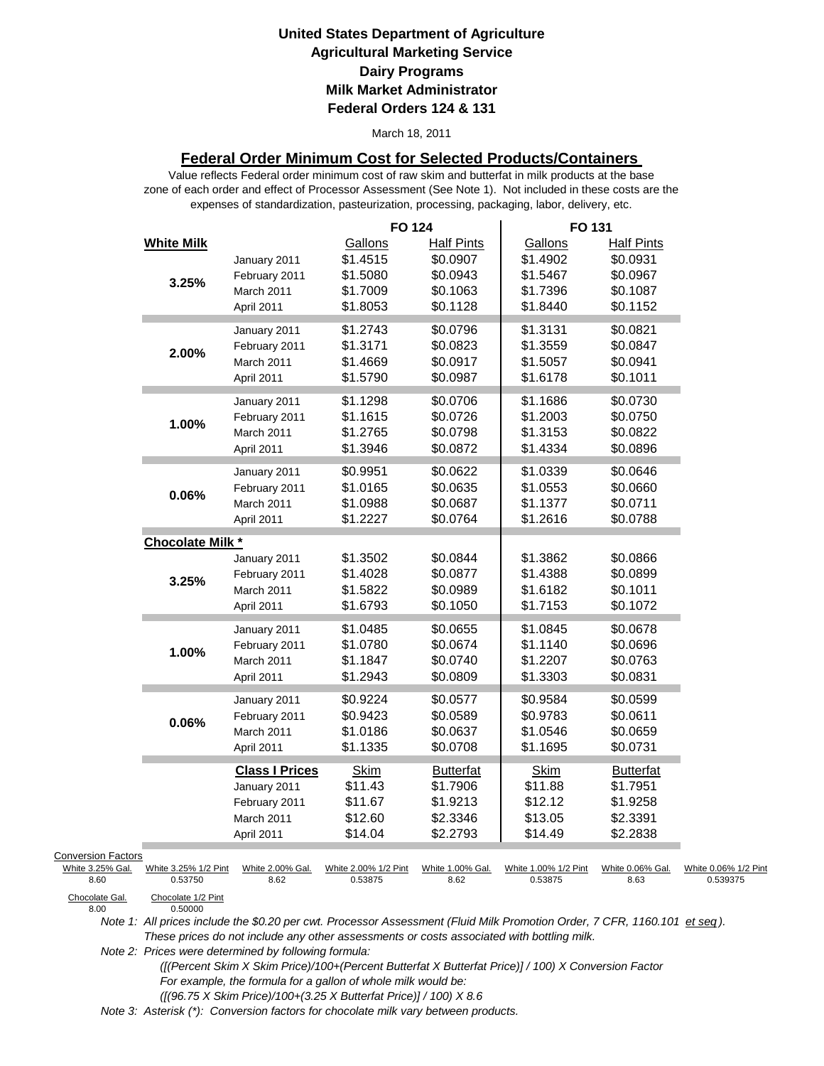**United States Department of Agriculture**
**Agricultural Marketing Service**
**Dairy Programs**
**Milk Market Administrator**
**Federal Orders 124 & 131**

March 18, 2011

## Federal Order Minimum Cost for Selected Products/Containers

Value reflects Federal order minimum cost of raw skim and butterfat in milk products at the base zone of each order and effect of Processor Assessment (See Note 1). Not included in these costs are the expenses of standardization, pasteurization, processing, packaging, labor, delivery, etc.

| | | FO 124 | | FO 131 | |
|---|---|---|---|---|---|
| **White Milk** | | Gallons | Half Pints | Gallons | Half Pints |
| 3.25% | January 2011 | $1.4515 | $0.0907 | $1.4902 | $0.0931 |
| | February 2011 | $1.5080 | $0.0943 | $1.5467 | $0.0967 |
| | March 2011 | $1.7009 | $0.1063 | $1.7396 | $0.1087 |
| | April 2011 | $1.8053 | $0.1128 | $1.8440 | $0.1152 |
| 2.00% | January 2011 | $1.2743 | $0.0796 | $1.3131 | $0.0821 |
| | February 2011 | $1.3171 | $0.0823 | $1.3559 | $0.0847 |
| | March 2011 | $1.4669 | $0.0917 | $1.5057 | $0.0941 |
| | April 2011 | $1.5790 | $0.0987 | $1.6178 | $0.1011 |
| 1.00% | January 2011 | $1.1298 | $0.0706 | $1.1686 | $0.0730 |
| | February 2011 | $1.1615 | $0.0726 | $1.2003 | $0.0750 |
| | March 2011 | $1.2765 | $0.0798 | $1.3153 | $0.0822 |
| | April 2011 | $1.3946 | $0.0872 | $1.4334 | $0.0896 |
| 0.06% | January 2011 | $0.9951 | $0.0622 | $1.0339 | $0.0646 |
| | February 2011 | $1.0165 | $0.0635 | $1.0553 | $0.0660 |
| | March 2011 | $1.0988 | $0.0687 | $1.1377 | $0.0711 |
| | April 2011 | $1.2227 | $0.0764 | $1.2616 | $0.0788 |
| **Chocolate Milk *** | | | | | |
| 3.25% | January 2011 | $1.3502 | $0.0844 | $1.3862 | $0.0866 |
| | February 2011 | $1.4028 | $0.0877 | $1.4388 | $0.0899 |
| | March 2011 | $1.5822 | $0.0989 | $1.6182 | $0.1011 |
| | April 2011 | $1.6793 | $0.1050 | $1.7153 | $0.1072 |
| 1.00% | January 2011 | $1.0485 | $0.0655 | $1.0845 | $0.0678 |
| | February 2011 | $1.0780 | $0.0674 | $1.1140 | $0.0696 |
| | March 2011 | $1.1847 | $0.0740 | $1.2207 | $0.0763 |
| | April 2011 | $1.2943 | $0.0809 | $1.3303 | $0.0831 |
| 0.06% | January 2011 | $0.9224 | $0.0577 | $0.9584 | $0.0599 |
| | February 2011 | $0.9423 | $0.0589 | $0.9783 | $0.0611 |
| | March 2011 | $1.0186 | $0.0637 | $1.0546 | $0.0659 |
| | April 2011 | $1.1335 | $0.0708 | $1.1695 | $0.0731 |
| | **Class I Prices** | Skim | Butterfat | Skim | Butterfat |
| | January 2011 | $11.43 | $1.7906 | $11.88 | $1.7951 |
| | February 2011 | $11.67 | $1.9213 | $12.12 | $1.9258 |
| | March 2011 | $12.60 | $2.3346 | $13.05 | $2.3391 |
| | April 2011 | $14.04 | $2.2793 | $14.49 | $2.2838 |

Conversion Factors

| White 3.25% Gal. | White 3.25% 1/2 Pint | White 2.00% Gal. | White 2.00% 1/2 Pint | White 1.00% Gal. | White 1.00% 1/2 Pint | White 0.06% Gal. | White 0.06% 1/2 Pint |
|---|---|---|---|---|---|---|---|
| 8.60 | 0.53750 | 8.62 | 0.53875 | 8.62 | 0.53875 | 8.63 | 0.539375 |

| Chocolate Gal. | Chocolate 1/2 Pint |
|---|---|
| 8.00 | 0.50000 |

*Note 1: All prices include the $0.20 per cwt. Processor Assessment (Fluid Milk Promotion Order, 7 CFR, 1160.101 et seq). These prices do not include any other assessments or costs associated with bottling milk.*

*Note 2: Prices were determined by following formula:*
*([(Percent Skim X Skim Price)/100+(Percent Butterfat X Butterfat Price)] / 100) X Conversion Factor*
*For example, the formula for a gallon of whole milk would be:*
*([(96.75 X Skim Price)/100+(3.25 X Butterfat Price)] / 100) X 8.6*

*Note 3: Asterisk (*): Conversion factors for chocolate milk vary between products.*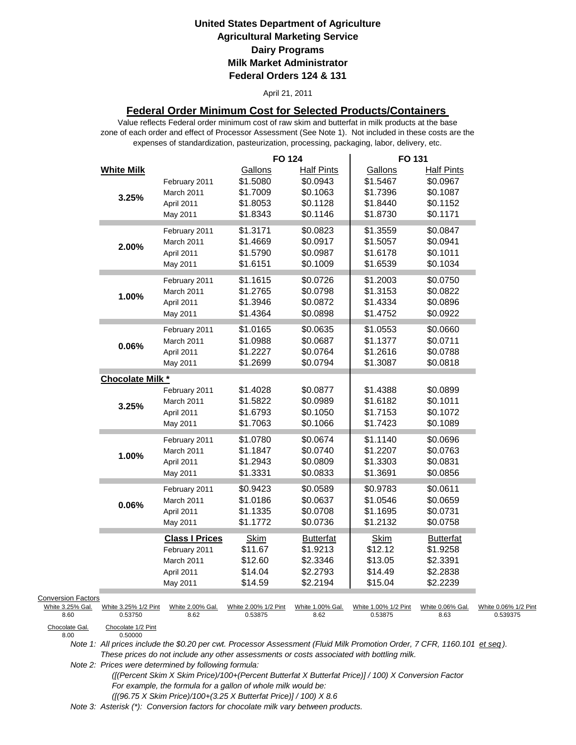**United States Department of Agriculture**
**Agricultural Marketing Service**
**Dairy Programs**
**Milk Market Administrator**
**Federal Orders 124 & 131**

April 21, 2011

## Federal Order Minimum Cost for Selected Products/Containers

Value reflects Federal order minimum cost of raw skim and butterfat in milk products at the base zone of each order and effect of Processor Assessment (See Note 1). Not included in these costs are the expenses of standardization, pasteurization, processing, packaging, labor, delivery, etc.

| | | FO 124 | | FO 131 | |
|---|---|---|---|---|---|
| **White Milk** | | Gallons | Half Pints | Gallons | Half Pints |
| 3.25% | February 2011 | $1.5080 | $0.0943 | $1.5467 | $0.0967 |
| | March 2011 | $1.7009 | $0.1063 | $1.7396 | $0.1087 |
| | April 2011 | $1.8053 | $0.1128 | $1.8440 | $0.1152 |
| | May 2011 | $1.8343 | $0.1146 | $1.8730 | $0.1171 |
| 2.00% | February 2011 | $1.3171 | $0.0823 | $1.3559 | $0.0847 |
| | March 2011 | $1.4669 | $0.0917 | $1.5057 | $0.0941 |
| | April 2011 | $1.5790 | $0.0987 | $1.6178 | $0.1011 |
| | May 2011 | $1.6151 | $0.1009 | $1.6539 | $0.1034 |
| 1.00% | February 2011 | $1.1615 | $0.0726 | $1.2003 | $0.0750 |
| | March 2011 | $1.2765 | $0.0798 | $1.3153 | $0.0822 |
| | April 2011 | $1.3946 | $0.0872 | $1.4334 | $0.0896 |
| | May 2011 | $1.4364 | $0.0898 | $1.4752 | $0.0922 |
| 0.06% | February 2011 | $1.0165 | $0.0635 | $1.0553 | $0.0660 |
| | March 2011 | $1.0988 | $0.0687 | $1.1377 | $0.0711 |
| | April 2011 | $1.2227 | $0.0764 | $1.2616 | $0.0788 |
| | May 2011 | $1.2699 | $0.0794 | $1.3087 | $0.0818 |
| **Chocolate Milk *** | | | | | |
| 3.25% | February 2011 | $1.4028 | $0.0877 | $1.4388 | $0.0899 |
| | March 2011 | $1.5822 | $0.0989 | $1.6182 | $0.1011 |
| | April 2011 | $1.6793 | $0.1050 | $1.7153 | $0.1072 |
| | May 2011 | $1.7063 | $0.1066 | $1.7423 | $0.1089 |
| 1.00% | February 2011 | $1.0780 | $0.0674 | $1.1140 | $0.0696 |
| | March 2011 | $1.1847 | $0.0740 | $1.2207 | $0.0763 |
| | April 2011 | $1.2943 | $0.0809 | $1.3303 | $0.0831 |
| | May 2011 | $1.3331 | $0.0833 | $1.3691 | $0.0856 |
| 0.06% | February 2011 | $0.9423 | $0.0589 | $0.9783 | $0.0611 |
| | March 2011 | $1.0186 | $0.0637 | $1.0546 | $0.0659 |
| | April 2011 | $1.1335 | $0.0708 | $1.1695 | $0.0731 |
| | May 2011 | $1.1772 | $0.0736 | $1.2132 | $0.0758 |
| | **Class I Prices** | Skim | Butterfat | Skim | Butterfat |
| | February 2011 | $11.67 | $1.9213 | $12.12 | $1.9258 |
| | March 2011 | $12.60 | $2.3346 | $13.05 | $2.3391 |
| | April 2011 | $14.04 | $2.2793 | $14.49 | $2.2838 |
| | May 2011 | $14.59 | $2.2194 | $15.04 | $2.2239 |

Conversion Factors

| White 3.25% Gal. | White 3.25% 1/2 Pint | White 2.00% Gal. | White 2.00% 1/2 Pint | White 1.00% Gal. | White 1.00% 1/2 Pint | White 0.06% Gal. | White 0.06% 1/2 Pint |
|---|---|---|---|---|---|---|---|
| 8.60 | 0.53750 | 8.62 | 0.53875 | 8.62 | 0.53875 | 8.63 | 0.539375 |

| Chocolate Gal. | Chocolate 1/2 Pint |
|---|---|
| 8.00 | 0.50000 |

*Note 1: All prices include the $0.20 per cwt. Processor Assessment (Fluid Milk Promotion Order, 7 CFR, 1160.101 et seq). These prices do not include any other assessments or costs associated with bottling milk.*

*Note 2: Prices were determined by following formula:*
*([(Percent Skim X Skim Price)/100+(Percent Butterfat X Butterfat Price)] / 100) X Conversion Factor*
*For example, the formula for a gallon of whole milk would be:*
*([(96.75 X Skim Price)/100+(3.25 X Butterfat Price)] / 100) X 8.6*

*Note 3: Asterisk (*): Conversion factors for chocolate milk vary between products.*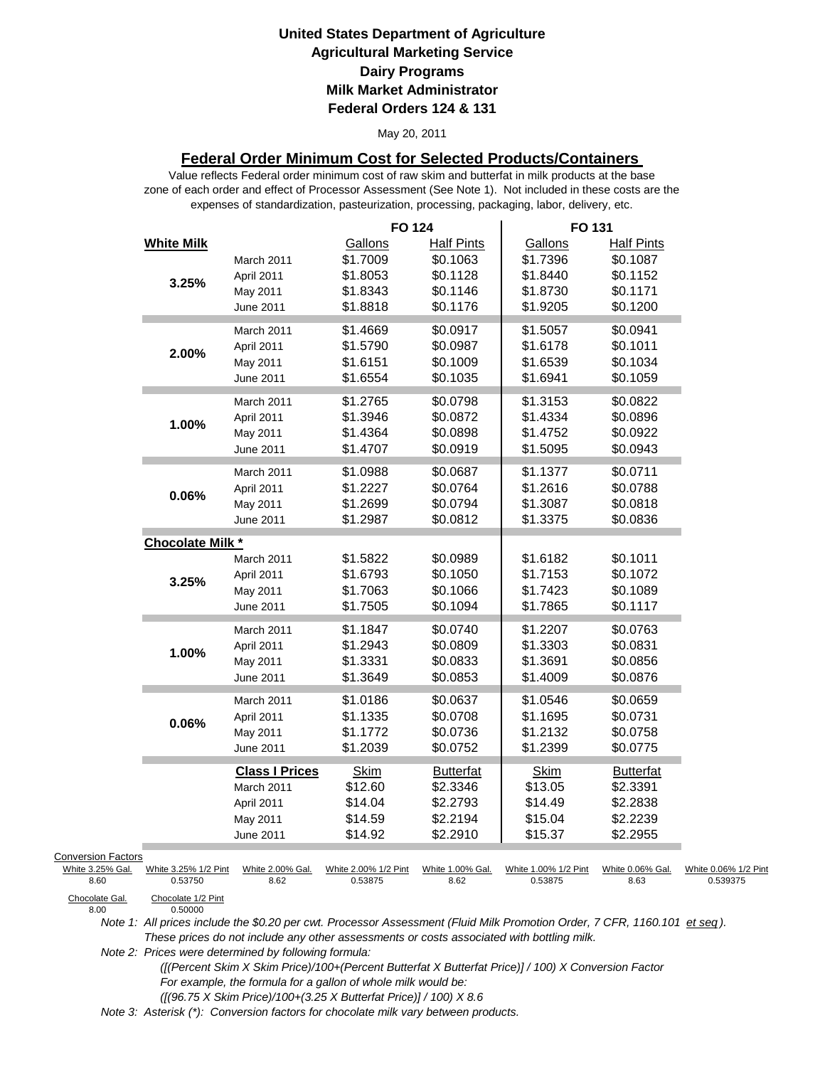**United States Department of Agriculture**
**Agricultural Marketing Service**
**Dairy Programs**
**Milk Market Administrator**
**Federal Orders 124 & 131**

May 20, 2011

## Federal Order Minimum Cost for Selected Products/Containers

Value reflects Federal order minimum cost of raw skim and butterfat in milk products at the base zone of each order and effect of Processor Assessment (See Note 1). Not included in these costs are the expenses of standardization, pasteurization, processing, packaging, labor, delivery, etc.

| | | FO 124 | | FO 131 | |
|---|---|---|---|---|---|
| **White Milk** | | Gallons | Half Pints | Gallons | Half Pints |
| 3.25% | March 2011 | $1.7009 | $0.1063 | $1.7396 | $0.1087 |
| | April 2011 | $1.8053 | $0.1128 | $1.8440 | $0.1152 |
| | May 2011 | $1.8343 | $0.1146 | $1.8730 | $0.1171 |
| | June 2011 | $1.8818 | $0.1176 | $1.9205 | $0.1200 |
| 2.00% | March 2011 | $1.4669 | $0.0917 | $1.5057 | $0.0941 |
| | April 2011 | $1.5790 | $0.0987 | $1.6178 | $0.1011 |
| | May 2011 | $1.6151 | $0.1009 | $1.6539 | $0.1034 |
| | June 2011 | $1.6554 | $0.1035 | $1.6941 | $0.1059 |
| 1.00% | March 2011 | $1.2765 | $0.0798 | $1.3153 | $0.0822 |
| | April 2011 | $1.3946 | $0.0872 | $1.4334 | $0.0896 |
| | May 2011 | $1.4364 | $0.0898 | $1.4752 | $0.0922 |
| | June 2011 | $1.4707 | $0.0919 | $1.5095 | $0.0943 |
| 0.06% | March 2011 | $1.0988 | $0.0687 | $1.1377 | $0.0711 |
| | April 2011 | $1.2227 | $0.0764 | $1.2616 | $0.0788 |
| | May 2011 | $1.2699 | $0.0794 | $1.3087 | $0.0818 |
| | June 2011 | $1.2987 | $0.0812 | $1.3375 | $0.0836 |
| **Chocolate Milk *** | | | | | |
| 3.25% | March 2011 | $1.5822 | $0.0989 | $1.6182 | $0.1011 |
| | April 2011 | $1.6793 | $0.1050 | $1.7153 | $0.1072 |
| | May 2011 | $1.7063 | $0.1066 | $1.7423 | $0.1089 |
| | June 2011 | $1.7505 | $0.1094 | $1.7865 | $0.1117 |
| 1.00% | March 2011 | $1.1847 | $0.0740 | $1.2207 | $0.0763 |
| | April 2011 | $1.2943 | $0.0809 | $1.3303 | $0.0831 |
| | May 2011 | $1.3331 | $0.0833 | $1.3691 | $0.0856 |
| | June 2011 | $1.3649 | $0.0853 | $1.4009 | $0.0876 |
| 0.06% | March 2011 | $1.0186 | $0.0637 | $1.0546 | $0.0659 |
| | April 2011 | $1.1335 | $0.0708 | $1.1695 | $0.0731 |
| | May 2011 | $1.1772 | $0.0736 | $1.2132 | $0.0758 |
| | June 2011 | $1.2039 | $0.0752 | $1.2399 | $0.0775 |
| | **Class I Prices** | Skim | Butterfat | Skim | Butterfat |
| | March 2011 | $12.60 | $2.3346 | $13.05 | $2.3391 |
| | April 2011 | $14.04 | $2.2793 | $14.49 | $2.2838 |
| | May 2011 | $14.59 | $2.2194 | $15.04 | $2.2239 |
| | June 2011 | $14.92 | $2.2910 | $15.37 | $2.2955 |

Conversion Factors

| White 3.25% Gal. | White 3.25% 1/2 Pint | White 2.00% Gal. | White 2.00% 1/2 Pint | White 1.00% Gal. | White 1.00% 1/2 Pint | White 0.06% Gal. | White 0.06% 1/2 Pint |
|---|---|---|---|---|---|---|---|
| 8.60 | 0.53750 | 8.62 | 0.53875 | 8.62 | 0.53875 | 8.63 | 0.539375 |

| Chocolate Gal. | Chocolate 1/2 Pint |
|---|---|
| 8.00 | 0.50000 |

*Note 1: All prices include the $0.20 per cwt. Processor Assessment (Fluid Milk Promotion Order, 7 CFR, 1160.101 et seq). These prices do not include any other assessments or costs associated with bottling milk.*

*Note 2: Prices were determined by following formula:*
*([(Percent Skim X Skim Price)/100+(Percent Butterfat X Butterfat Price)] / 100) X Conversion Factor*
*For example, the formula for a gallon of whole milk would be:*
*([(96.75 X Skim Price)/100+(3.25 X Butterfat Price)] / 100) X 8.6*

*Note 3: Asterisk (*): Conversion factors for chocolate milk vary between products.*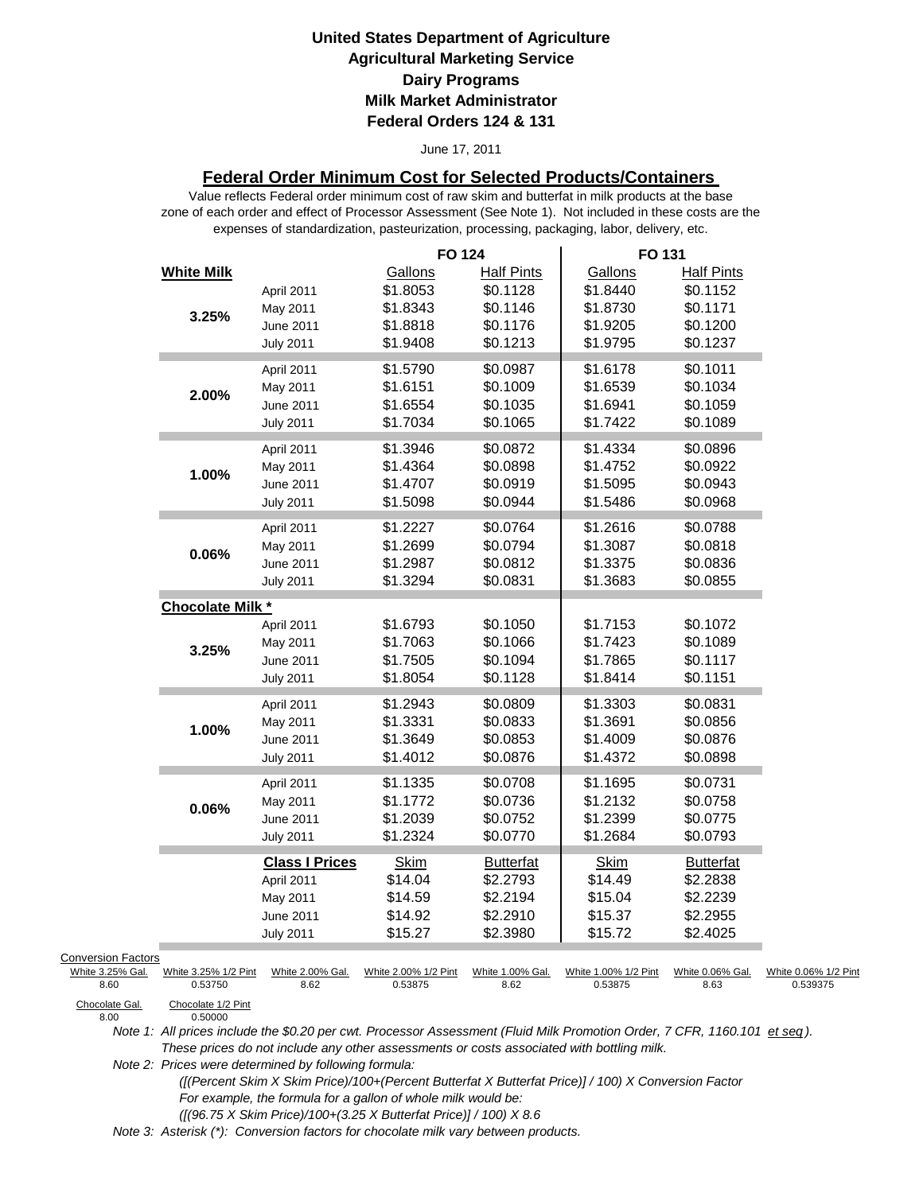**United States Department of Agriculture**
**Agricultural Marketing Service**
**Dairy Programs**
**Milk Market Administrator**
**Federal Orders 124 & 131**

June 17, 2011

## Federal Order Minimum Cost for Selected Products/Containers

Value reflects Federal order minimum cost of raw skim and butterfat in milk products at the base zone of each order and effect of Processor Assessment (See Note 1). Not included in these costs are the expenses of standardization, pasteurization, processing, packaging, labor, delivery, etc.

| | | FO 124 | | FO 131 | |
|---|---|---|---|---|---|
| **White Milk** | | Gallons | Half Pints | Gallons | Half Pints |
| **3.25%** | April 2011 | $1.8053 | $0.1128 | $1.8440 | $0.1152 |
| | May 2011 | $1.8343 | $0.1146 | $1.8730 | $0.1171 |
| | June 2011 | $1.8818 | $0.1176 | $1.9205 | $0.1200 |
| | July 2011 | $1.9408 | $0.1213 | $1.9795 | $0.1237 |
| **2.00%** | April 2011 | $1.5790 | $0.0987 | $1.6178 | $0.1011 |
| | May 2011 | $1.6151 | $0.1009 | $1.6539 | $0.1034 |
| | June 2011 | $1.6554 | $0.1035 | $1.6941 | $0.1059 |
| | July 2011 | $1.7034 | $0.1065 | $1.7422 | $0.1089 |
| **1.00%** | April 2011 | $1.3946 | $0.0872 | $1.4334 | $0.0896 |
| | May 2011 | $1.4364 | $0.0898 | $1.4752 | $0.0922 |
| | June 2011 | $1.4707 | $0.0919 | $1.5095 | $0.0943 |
| | July 2011 | $1.5098 | $0.0944 | $1.5486 | $0.0968 |
| **0.06%** | April 2011 | $1.2227 | $0.0764 | $1.2616 | $0.0788 |
| | May 2011 | $1.2699 | $0.0794 | $1.3087 | $0.0818 |
| | June 2011 | $1.2987 | $0.0812 | $1.3375 | $0.0836 |
| | July 2011 | $1.3294 | $0.0831 | $1.3683 | $0.0855 |
| **Chocolate Milk \*** | | | | | |
| **3.25%** | April 2011 | $1.6793 | $0.1050 | $1.7153 | $0.1072 |
| | May 2011 | $1.7063 | $0.1066 | $1.7423 | $0.1089 |
| | June 2011 | $1.7505 | $0.1094 | $1.7865 | $0.1117 |
| | July 2011 | $1.8054 | $0.1128 | $1.8414 | $0.1151 |
| **1.00%** | April 2011 | $1.2943 | $0.0809 | $1.3303 | $0.0831 |
| | May 2011 | $1.3331 | $0.0833 | $1.3691 | $0.0856 |
| | June 2011 | $1.3649 | $0.0853 | $1.4009 | $0.0876 |
| | July 2011 | $1.4012 | $0.0876 | $1.4372 | $0.0898 |
| **0.06%** | April 2011 | $1.1335 | $0.0708 | $1.1695 | $0.0731 |
| | May 2011 | $1.1772 | $0.0736 | $1.2132 | $0.0758 |
| | June 2011 | $1.2039 | $0.0752 | $1.2399 | $0.0775 |
| | July 2011 | $1.2324 | $0.0770 | $1.2684 | $0.0793 |
| | **Class I Prices** | Skim | Butterfat | Skim | Butterfat |
| | April 2011 | $14.04 | $2.2793 | $14.49 | $2.2838 |
| | May 2011 | $14.59 | $2.2194 | $15.04 | $2.2239 |
| | June 2011 | $14.92 | $2.2910 | $15.37 | $2.2955 |
| | July 2011 | $15.27 | $2.3980 | $15.72 | $2.4025 |

Conversion Factors

| White 3.25% Gal. | White 3.25% 1/2 Pint | White 2.00% Gal. | White 2.00% 1/2 Pint | White 1.00% Gal. | White 1.00% 1/2 Pint | White 0.06% Gal. | White 0.06% 1/2 Pint |
|---|---|---|---|---|---|---|---|
| 8.60 | 0.53750 | 8.62 | 0.53875 | 8.62 | 0.53875 | 8.63 | 0.539375 |

| Chocolate Gal. | Chocolate 1/2 Pint |
|---|---|
| 8.00 | 0.50000 |

*Note 1: All prices include the $0.20 per cwt. Processor Assessment (Fluid Milk Promotion Order, 7 CFR, 1160.101 et seq). These prices do not include any other assessments or costs associated with bottling milk.*

*Note 2: Prices were determined by following formula:*
*([(Percent Skim X Skim Price)/100+(Percent Butterfat X Butterfat Price)] / 100) X Conversion Factor*
*For example, the formula for a gallon of whole milk would be:*
*([(96.75 X Skim Price)/100+(3.25 X Butterfat Price)] / 100) X 8.6*

*Note 3: Asterisk (\*): Conversion factors for chocolate milk vary between products.*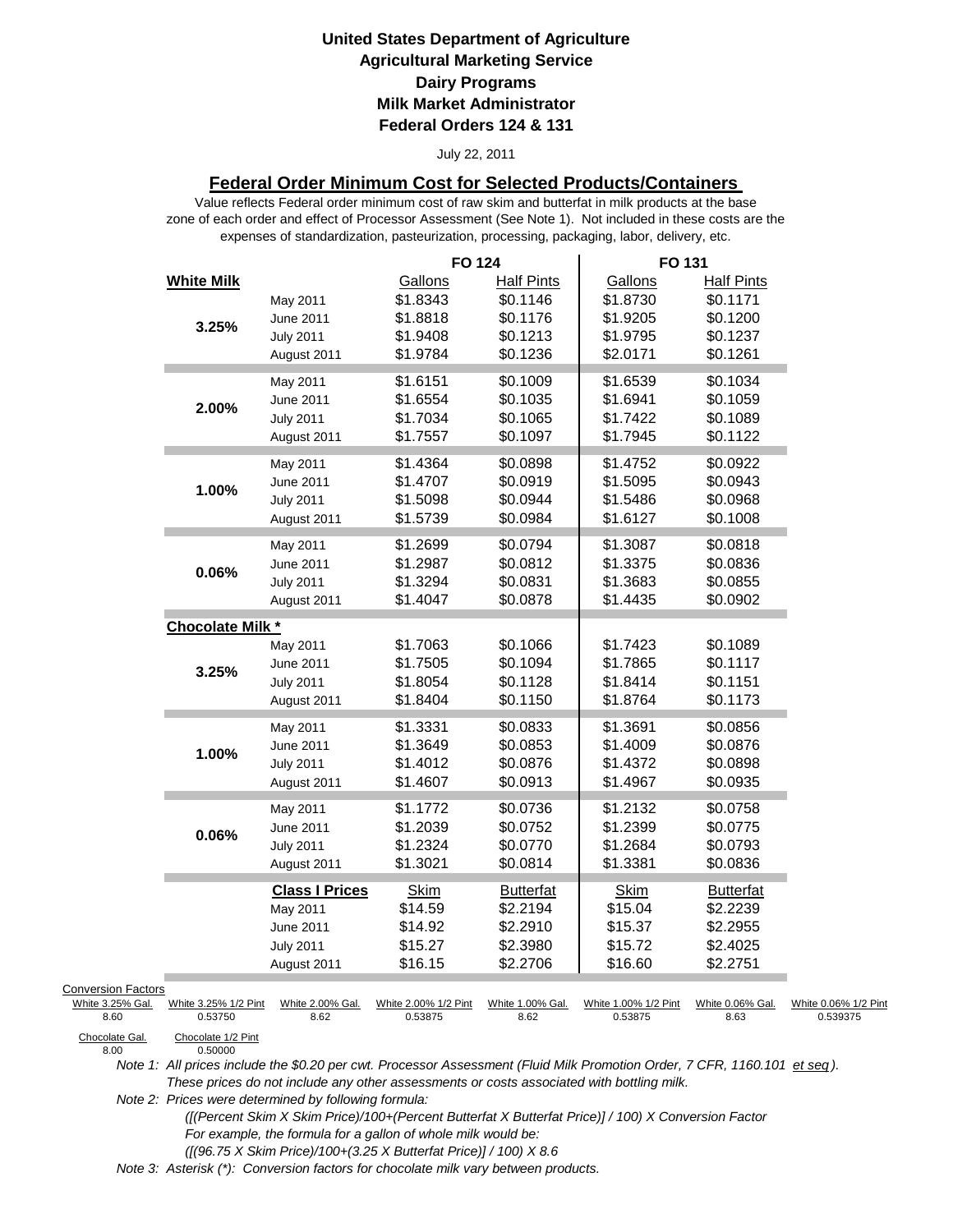**United States Department of Agriculture**
**Agricultural Marketing Service**
**Dairy Programs**
**Milk Market Administrator**
**Federal Orders 124 & 131**

July 22, 2011

## Federal Order Minimum Cost for Selected Products/Containers

Value reflects Federal order minimum cost of raw skim and butterfat in milk products at the base zone of each order and effect of Processor Assessment (See Note 1). Not included in these costs are the expenses of standardization, pasteurization, processing, packaging, labor, delivery, etc.

| | | FO 124 | | FO 131 | |
|---|---|---|---|---|---|
| **White Milk** | | Gallons | Half Pints | Gallons | Half Pints |
| 3.25% | May 2011 | $1.8343 | $0.1146 | $1.8730 | $0.1171 |
| | June 2011 | $1.8818 | $0.1176 | $1.9205 | $0.1200 |
| | July 2011 | $1.9408 | $0.1213 | $1.9795 | $0.1237 |
| | August 2011 | $1.9784 | $0.1236 | $2.0171 | $0.1261 |
| 2.00% | May 2011 | $1.6151 | $0.1009 | $1.6539 | $0.1034 |
| | June 2011 | $1.6554 | $0.1035 | $1.6941 | $0.1059 |
| | July 2011 | $1.7034 | $0.1065 | $1.7422 | $0.1089 |
| | August 2011 | $1.7557 | $0.1097 | $1.7945 | $0.1122 |
| 1.00% | May 2011 | $1.4364 | $0.0898 | $1.4752 | $0.0922 |
| | June 2011 | $1.4707 | $0.0919 | $1.5095 | $0.0943 |
| | July 2011 | $1.5098 | $0.0944 | $1.5486 | $0.0968 |
| | August 2011 | $1.5739 | $0.0984 | $1.6127 | $0.1008 |
| 0.06% | May 2011 | $1.2699 | $0.0794 | $1.3087 | $0.0818 |
| | June 2011 | $1.2987 | $0.0812 | $1.3375 | $0.0836 |
| | July 2011 | $1.3294 | $0.0831 | $1.3683 | $0.0855 |
| | August 2011 | $1.4047 | $0.0878 | $1.4435 | $0.0902 |
| **Chocolate Milk \*** | | | | | |
| 3.25% | May 2011 | $1.7063 | $0.1066 | $1.7423 | $0.1089 |
| | June 2011 | $1.7505 | $0.1094 | $1.7865 | $0.1117 |
| | July 2011 | $1.8054 | $0.1128 | $1.8414 | $0.1151 |
| | August 2011 | $1.8404 | $0.1150 | $1.8764 | $0.1173 |
| 1.00% | May 2011 | $1.3331 | $0.0833 | $1.3691 | $0.0856 |
| | June 2011 | $1.3649 | $0.0853 | $1.4009 | $0.0876 |
| | July 2011 | $1.4012 | $0.0876 | $1.4372 | $0.0898 |
| | August 2011 | $1.4607 | $0.0913 | $1.4967 | $0.0935 |
| 0.06% | May 2011 | $1.1772 | $0.0736 | $1.2132 | $0.0758 |
| | June 2011 | $1.2039 | $0.0752 | $1.2399 | $0.0775 |
| | July 2011 | $1.2324 | $0.0770 | $1.2684 | $0.0793 |
| | August 2011 | $1.3021 | $0.0814 | $1.3381 | $0.0836 |
| | **Class I Prices** | Skim | Butterfat | Skim | Butterfat |
| | May 2011 | $14.59 | $2.2194 | $15.04 | $2.2239 |
| | June 2011 | $14.92 | $2.2910 | $15.37 | $2.2955 |
| | July 2011 | $15.27 | $2.3980 | $15.72 | $2.4025 |
| | August 2011 | $16.15 | $2.2706 | $16.60 | $2.2751 |

Conversion Factors

| White 3.25% Gal. | White 3.25% 1/2 Pint | White 2.00% Gal. | White 2.00% 1/2 Pint | White 1.00% Gal. | White 1.00% 1/2 Pint | White 0.06% Gal. | White 0.06% 1/2 Pint |
|---|---|---|---|---|---|---|---|
| 8.60 | 0.53750 | 8.62 | 0.53875 | 8.62 | 0.53875 | 8.63 | 0.539375 |

| Chocolate Gal. | Chocolate 1/2 Pint |
|---|---|
| 8.00 | 0.50000 |

*Note 1: All prices include the $0.20 per cwt. Processor Assessment (Fluid Milk Promotion Order, 7 CFR, 1160.101 et seq). These prices do not include any other assessments or costs associated with bottling milk.*

*Note 2: Prices were determined by following formula:*
*([(Percent Skim X Skim Price)/100+(Percent Butterfat X Butterfat Price)] / 100) X Conversion Factor*
*For example, the formula for a gallon of whole milk would be:*
*([(96.75 X Skim Price)/100+(3.25 X Butterfat Price)] / 100) X 8.6*

*Note 3: Asterisk (\*): Conversion factors for chocolate milk vary between products.*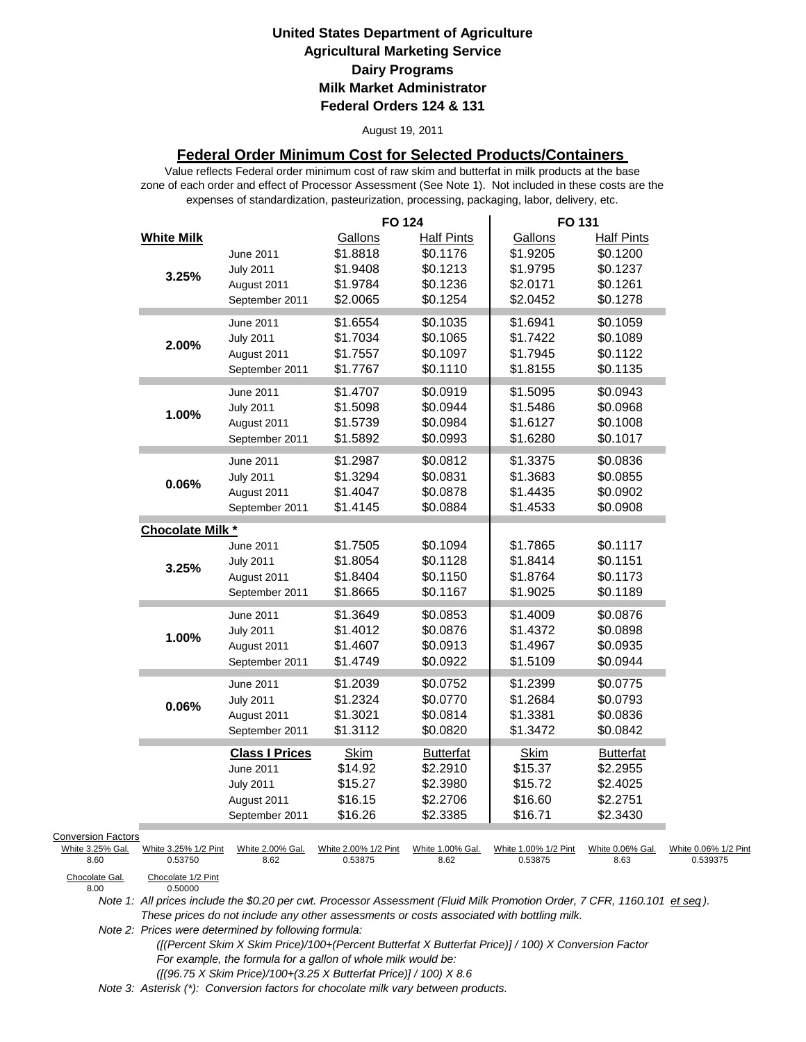# United States Department of Agriculture
## Agricultural Marketing Service
## Dairy Programs
## Milk Market Administrator
## Federal Orders 124 & 131

August 19, 2011

### Federal Order Minimum Cost for Selected Products/Containers

Value reflects Federal order minimum cost of raw skim and butterfat in milk products at the base zone of each order and effect of Processor Assessment (See Note 1). Not included in these costs are the expenses of standardization, pasteurization, processing, packaging, labor, delivery, etc.

| | | FO 124 | | FO 131 | |
|---|---|---|---|---|---|
| **White Milk** | | Gallons | Half Pints | Gallons | Half Pints |
| **3.25%** | June 2011 | $1.8818 | $0.1176 | $1.9205 | $0.1200 |
| | July 2011 | $1.9408 | $0.1213 | $1.9795 | $0.1237 |
| | August 2011 | $1.9784 | $0.1236 | $2.0171 | $0.1261 |
| | September 2011 | $2.0065 | $0.1254 | $2.0452 | $0.1278 |
| **2.00%** | June 2011 | $1.6554 | $0.1035 | $1.6941 | $0.1059 |
| | July 2011 | $1.7034 | $0.1065 | $1.7422 | $0.1089 |
| | August 2011 | $1.7557 | $0.1097 | $1.7945 | $0.1122 |
| | September 2011 | $1.7767 | $0.1110 | $1.8155 | $0.1135 |
| **1.00%** | June 2011 | $1.4707 | $0.0919 | $1.5095 | $0.0943 |
| | July 2011 | $1.5098 | $0.0944 | $1.5486 | $0.0968 |
| | August 2011 | $1.5739 | $0.0984 | $1.6127 | $0.1008 |
| | September 2011 | $1.5892 | $0.0993 | $1.6280 | $0.1017 |
| **0.06%** | June 2011 | $1.2987 | $0.0812 | $1.3375 | $0.0836 |
| | July 2011 | $1.3294 | $0.0831 | $1.3683 | $0.0855 |
| | August 2011 | $1.4047 | $0.0878 | $1.4435 | $0.0902 |
| | September 2011 | $1.4145 | $0.0884 | $1.4533 | $0.0908 |
| **Chocolate Milk *** | | | | | |
| **3.25%** | June 2011 | $1.7505 | $0.1094 | $1.7865 | $0.1117 |
| | July 2011 | $1.8054 | $0.1128 | $1.8414 | $0.1151 |
| | August 2011 | $1.8404 | $0.1150 | $1.8764 | $0.1173 |
| | September 2011 | $1.8665 | $0.1167 | $1.9025 | $0.1189 |
| **1.00%** | June 2011 | $1.3649 | $0.0853 | $1.4009 | $0.0876 |
| | July 2011 | $1.4012 | $0.0876 | $1.4372 | $0.0898 |
| | August 2011 | $1.4607 | $0.0913 | $1.4967 | $0.0935 |
| | September 2011 | $1.4749 | $0.0922 | $1.5109 | $0.0944 |
| **0.06%** | June 2011 | $1.2039 | $0.0752 | $1.2399 | $0.0775 |
| | July 2011 | $1.2324 | $0.0770 | $1.2684 | $0.0793 |
| | August 2011 | $1.3021 | $0.0814 | $1.3381 | $0.0836 |
| | September 2011 | $1.3112 | $0.0820 | $1.3472 | $0.0842 |
| | **Class I Prices** | Skim | Butterfat | Skim | Butterfat |
| | June 2011 | $14.92 | $2.2910 | $15.37 | $2.2955 |
| | July 2011 | $15.27 | $2.3980 | $15.72 | $2.4025 |
| | August 2011 | $16.15 | $2.2706 | $16.60 | $2.2751 |
| | September 2011 | $16.26 | $2.3385 | $16.71 | $2.3430 |

Conversion Factors

| White 3.25% Gal. | White 3.25% 1/2 Pint | White 2.00% Gal. | White 2.00% 1/2 Pint | White 1.00% Gal. | White 1.00% 1/2 Pint | White 0.06% Gal. | White 0.06% 1/2 Pint |
|---|---|---|---|---|---|---|---|
| 8.60 | 0.53750 | 8.62 | 0.53875 | 8.62 | 0.53875 | 8.63 | 0.539375 |

| Chocolate Gal. | Chocolate 1/2 Pint |
|---|---|
| 8.00 | 0.50000 |

*Note 1: All prices include the $0.20 per cwt. Processor Assessment (Fluid Milk Promotion Order, 7 CFR, 1160.101 et seq). These prices do not include any other assessments or costs associated with bottling milk.*

*Note 2: Prices were determined by following formula:*
*([(Percent Skim X Skim Price)/100+(Percent Butterfat X Butterfat Price)] / 100) X Conversion Factor*
*For example, the formula for a gallon of whole milk would be:*
*([(96.75 X Skim Price)/100+(3.25 X Butterfat Price)] / 100) X 8.6*

*Note 3: Asterisk (*): Conversion factors for chocolate milk vary between products.*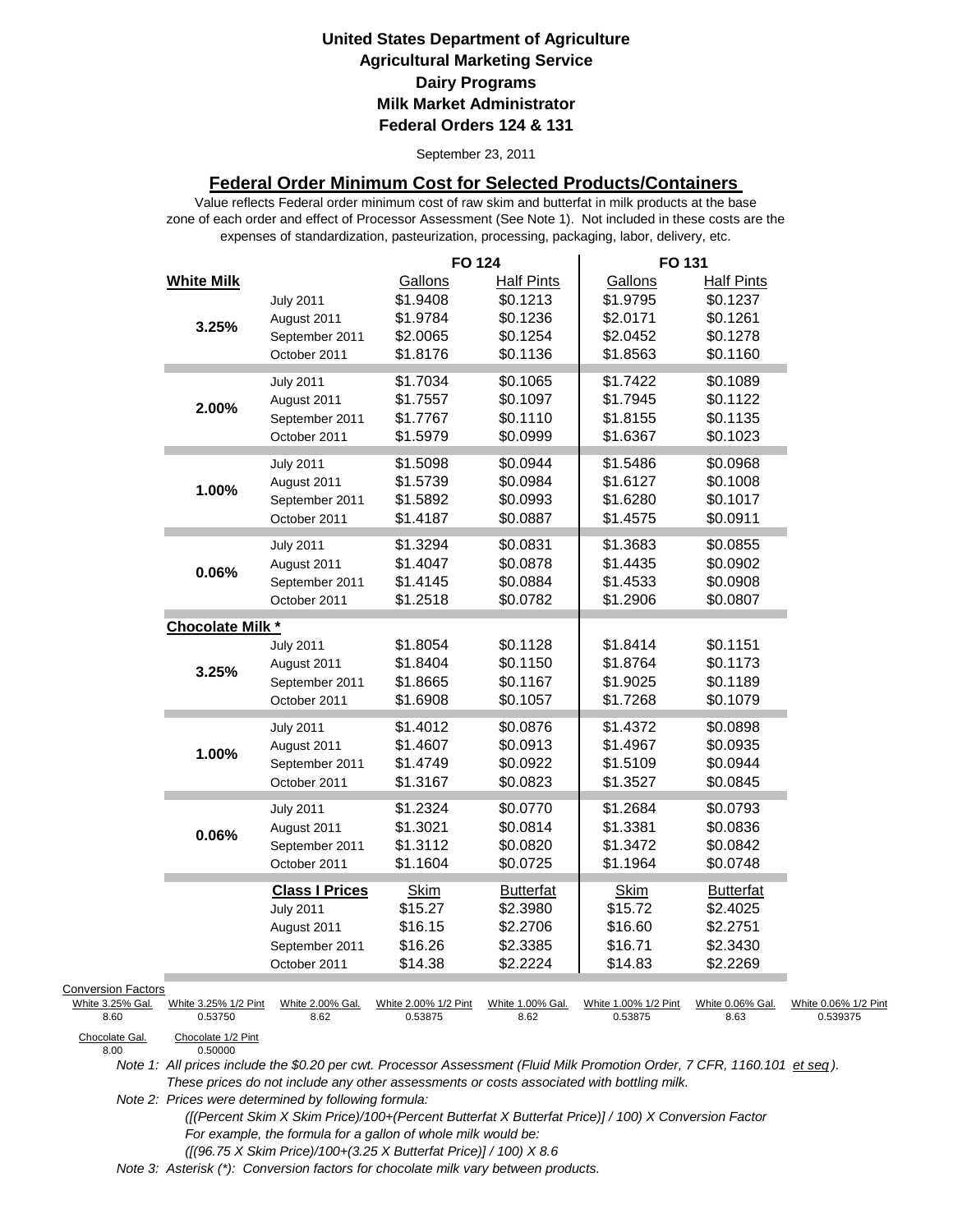**United States Department of Agriculture**
**Agricultural Marketing Service**
**Dairy Programs**
**Milk Market Administrator**
**Federal Orders 124 & 131**

September 23, 2011

## Federal Order Minimum Cost for Selected Products/Containers

Value reflects Federal order minimum cost of raw skim and butterfat in milk products at the base zone of each order and effect of Processor Assessment (See Note 1). Not included in these costs are the expenses of standardization, pasteurization, processing, packaging, labor, delivery, etc.

| | | FO 124 | | FO 131 | |
|---|---|---|---|---|---|
| **White Milk** | | Gallons | Half Pints | Gallons | Half Pints |
| 3.25% | July 2011 | $1.9408 | $0.1213 | $1.9795 | $0.1237 |
| | August 2011 | $1.9784 | $0.1236 | $2.0171 | $0.1261 |
| | September 2011 | $2.0065 | $0.1254 | $2.0452 | $0.1278 |
| | October 2011 | $1.8176 | $0.1136 | $1.8563 | $0.1160 |
| 2.00% | July 2011 | $1.7034 | $0.1065 | $1.7422 | $0.1089 |
| | August 2011 | $1.7557 | $0.1097 | $1.7945 | $0.1122 |
| | September 2011 | $1.7767 | $0.1110 | $1.8155 | $0.1135 |
| | October 2011 | $1.5979 | $0.0999 | $1.6367 | $0.1023 |
| 1.00% | July 2011 | $1.5098 | $0.0944 | $1.5486 | $0.0968 |
| | August 2011 | $1.5739 | $0.0984 | $1.6127 | $0.1008 |
| | September 2011 | $1.5892 | $0.0993 | $1.6280 | $0.1017 |
| | October 2011 | $1.4187 | $0.0887 | $1.4575 | $0.0911 |
| 0.06% | July 2011 | $1.3294 | $0.0831 | $1.3683 | $0.0855 |
| | August 2011 | $1.4047 | $0.0878 | $1.4435 | $0.0902 |
| | September 2011 | $1.4145 | $0.0884 | $1.4533 | $0.0908 |
| | October 2011 | $1.2518 | $0.0782 | $1.2906 | $0.0807 |
| **Chocolate Milk *** | | | | | |
| 3.25% | July 2011 | $1.8054 | $0.1128 | $1.8414 | $0.1151 |
| | August 2011 | $1.8404 | $0.1150 | $1.8764 | $0.1173 |
| | September 2011 | $1.8665 | $0.1167 | $1.9025 | $0.1189 |
| | October 2011 | $1.6908 | $0.1057 | $1.7268 | $0.1079 |
| 1.00% | July 2011 | $1.4012 | $0.0876 | $1.4372 | $0.0898 |
| | August 2011 | $1.4607 | $0.0913 | $1.4967 | $0.0935 |
| | September 2011 | $1.4749 | $0.0922 | $1.5109 | $0.0944 |
| | October 2011 | $1.3167 | $0.0823 | $1.3527 | $0.0845 |
| 0.06% | July 2011 | $1.2324 | $0.0770 | $1.2684 | $0.0793 |
| | August 2011 | $1.3021 | $0.0814 | $1.3381 | $0.0836 |
| | September 2011 | $1.3112 | $0.0820 | $1.3472 | $0.0842 |
| | October 2011 | $1.1604 | $0.0725 | $1.1964 | $0.0748 |
| | **Class I Prices** | Skim | Butterfat | Skim | Butterfat |
| | July 2011 | $15.27 | $2.3980 | $15.72 | $2.4025 |
| | August 2011 | $16.15 | $2.2706 | $16.60 | $2.2751 |
| | September 2011 | $16.26 | $2.3385 | $16.71 | $2.3430 |
| | October 2011 | $14.38 | $2.2224 | $14.83 | $2.2269 |

Conversion Factors

| White 3.25% Gal. | White 3.25% 1/2 Pint | White 2.00% Gal. | White 2.00% 1/2 Pint | White 1.00% Gal. | White 1.00% 1/2 Pint | White 0.06% Gal. | White 0.06% 1/2 Pint |
|---|---|---|---|---|---|---|---|
| 8.60 | 0.53750 | 8.62 | 0.53875 | 8.62 | 0.53875 | 8.63 | 0.539375 |

| Chocolate Gal. | Chocolate 1/2 Pint |
|---|---|
| 8.00 | 0.50000 |

*Note 1: All prices include the $0.20 per cwt. Processor Assessment (Fluid Milk Promotion Order, 7 CFR, 1160.101 et seq). These prices do not include any other assessments or costs associated with bottling milk.*

*Note 2: Prices were determined by following formula:*

*([(Percent Skim X Skim Price)/100+(Percent Butterfat X Butterfat Price)] / 100) X Conversion Factor*

*For example, the formula for a gallon of whole milk would be:*

*([(96.75 X Skim Price)/100+(3.25 X Butterfat Price)] / 100) X 8.6*

*Note 3: Asterisk (*): Conversion factors for chocolate milk vary between products.*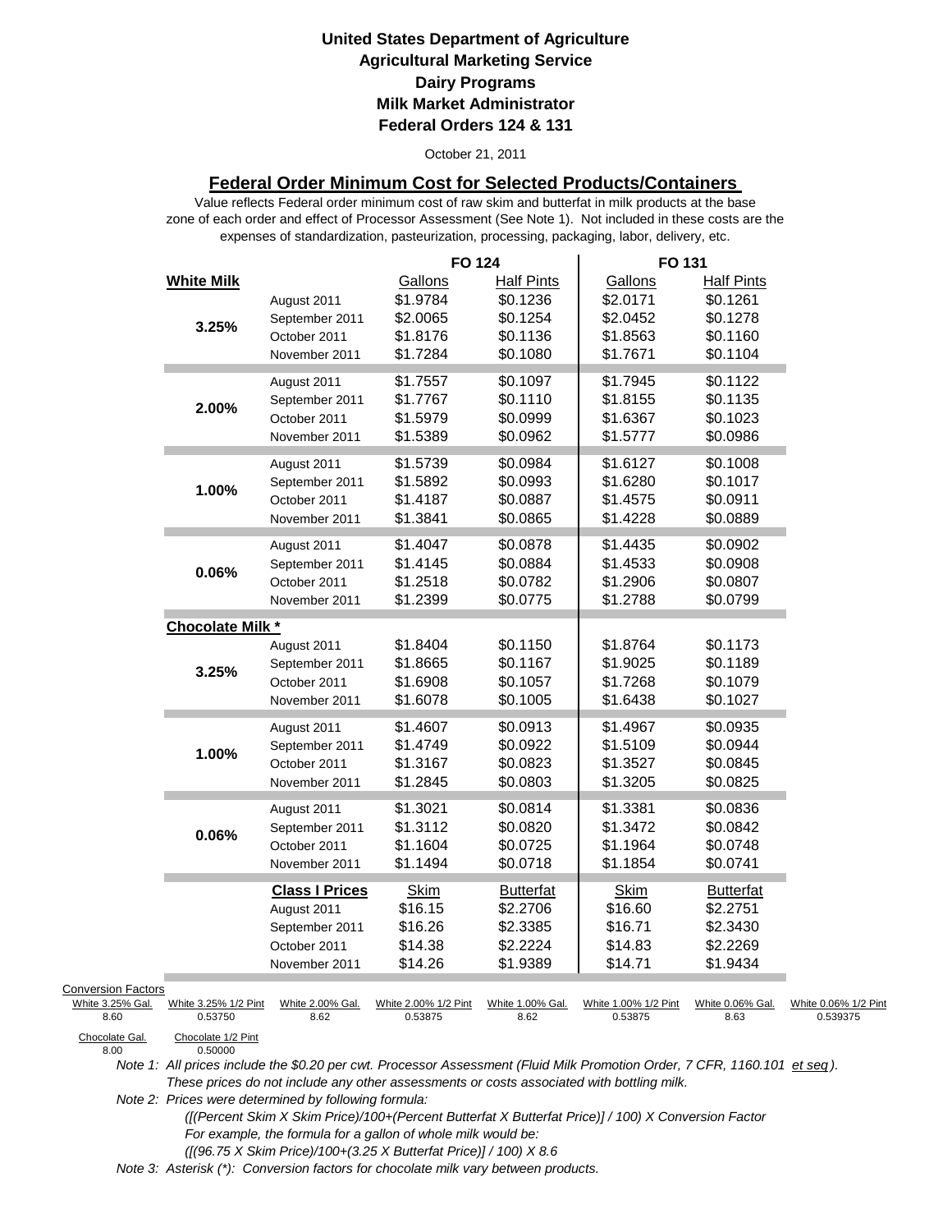**United States Department of Agriculture**
**Agricultural Marketing Service**
**Dairy Programs**
**Milk Market Administrator**
**Federal Orders 124 & 131**

October 21, 2011

## Federal Order Minimum Cost for Selected Products/Containers

Value reflects Federal order minimum cost of raw skim and butterfat in milk products at the base zone of each order and effect of Processor Assessment (See Note 1). Not included in these costs are the expenses of standardization, pasteurization, processing, packaging, labor, delivery, etc.

| | | FO 124 | | FO 131 | |
|---|---|---|---|---|---|
| **White Milk** | | Gallons | Half Pints | Gallons | Half Pints |
| 3.25% | August 2011 | $1.9784 | $0.1236 | $2.0171 | $0.1261 |
| | September 2011 | $2.0065 | $0.1254 | $2.0452 | $0.1278 |
| | October 2011 | $1.8176 | $0.1136 | $1.8563 | $0.1160 |
| | November 2011 | $1.7284 | $0.1080 | $1.7671 | $0.1104 |
| 2.00% | August 2011 | $1.7557 | $0.1097 | $1.7945 | $0.1122 |
| | September 2011 | $1.7767 | $0.1110 | $1.8155 | $0.1135 |
| | October 2011 | $1.5979 | $0.0999 | $1.6367 | $0.1023 |
| | November 2011 | $1.5389 | $0.0962 | $1.5777 | $0.0986 |
| 1.00% | August 2011 | $1.5739 | $0.0984 | $1.6127 | $0.1008 |
| | September 2011 | $1.5892 | $0.0993 | $1.6280 | $0.1017 |
| | October 2011 | $1.4187 | $0.0887 | $1.4575 | $0.0911 |
| | November 2011 | $1.3841 | $0.0865 | $1.4228 | $0.0889 |
| 0.06% | August 2011 | $1.4047 | $0.0878 | $1.4435 | $0.0902 |
| | September 2011 | $1.4145 | $0.0884 | $1.4533 | $0.0908 |
| | October 2011 | $1.2518 | $0.0782 | $1.2906 | $0.0807 |
| | November 2011 | $1.2399 | $0.0775 | $1.2788 | $0.0799 |
| **Chocolate Milk *** | | | | | |
| 3.25% | August 2011 | $1.8404 | $0.1150 | $1.8764 | $0.1173 |
| | September 2011 | $1.8665 | $0.1167 | $1.9025 | $0.1189 |
| | October 2011 | $1.6908 | $0.1057 | $1.7268 | $0.1079 |
| | November 2011 | $1.6078 | $0.1005 | $1.6438 | $0.1027 |
| 1.00% | August 2011 | $1.4607 | $0.0913 | $1.4967 | $0.0935 |
| | September 2011 | $1.4749 | $0.0922 | $1.5109 | $0.0944 |
| | October 2011 | $1.3167 | $0.0823 | $1.3527 | $0.0845 |
| | November 2011 | $1.2845 | $0.0803 | $1.3205 | $0.0825 |
| 0.06% | August 2011 | $1.3021 | $0.0814 | $1.3381 | $0.0836 |
| | September 2011 | $1.3112 | $0.0820 | $1.3472 | $0.0842 |
| | October 2011 | $1.1604 | $0.0725 | $1.1964 | $0.0748 |
| | November 2011 | $1.1494 | $0.0718 | $1.1854 | $0.0741 |
| | **Class I Prices** | Skim | Butterfat | Skim | Butterfat |
| | August 2011 | $16.15 | $2.2706 | $16.60 | $2.2751 |
| | September 2011 | $16.26 | $2.3385 | $16.71 | $2.3430 |
| | October 2011 | $14.38 | $2.2224 | $14.83 | $2.2269 |
| | November 2011 | $14.26 | $1.9389 | $14.71 | $1.9434 |

Conversion Factors

| White 3.25% Gal. | White 3.25% 1/2 Pint | White 2.00% Gal. | White 2.00% 1/2 Pint | White 1.00% Gal. | White 1.00% 1/2 Pint | White 0.06% Gal. | White 0.06% 1/2 Pint |
|---|---|---|---|---|---|---|---|
| 8.60 | 0.53750 | 8.62 | 0.53875 | 8.62 | 0.53875 | 8.63 | 0.539375 |

| Chocolate Gal. | Chocolate 1/2 Pint |
|---|---|
| 8.00 | 0.50000 |

*Note 1: All prices include the $0.20 per cwt. Processor Assessment (Fluid Milk Promotion Order, 7 CFR, 1160.101 et seq). These prices do not include any other assessments or costs associated with bottling milk.*

*Note 2: Prices were determined by following formula:*
*([(Percent Skim X Skim Price)/100+(Percent Butterfat X Butterfat Price)] / 100) X Conversion Factor*
*For example, the formula for a gallon of whole milk would be:*
*([(96.75 X Skim Price)/100+(3.25 X Butterfat Price)] / 100) X 8.6*

*Note 3: Asterisk (*): Conversion factors for chocolate milk vary between products.*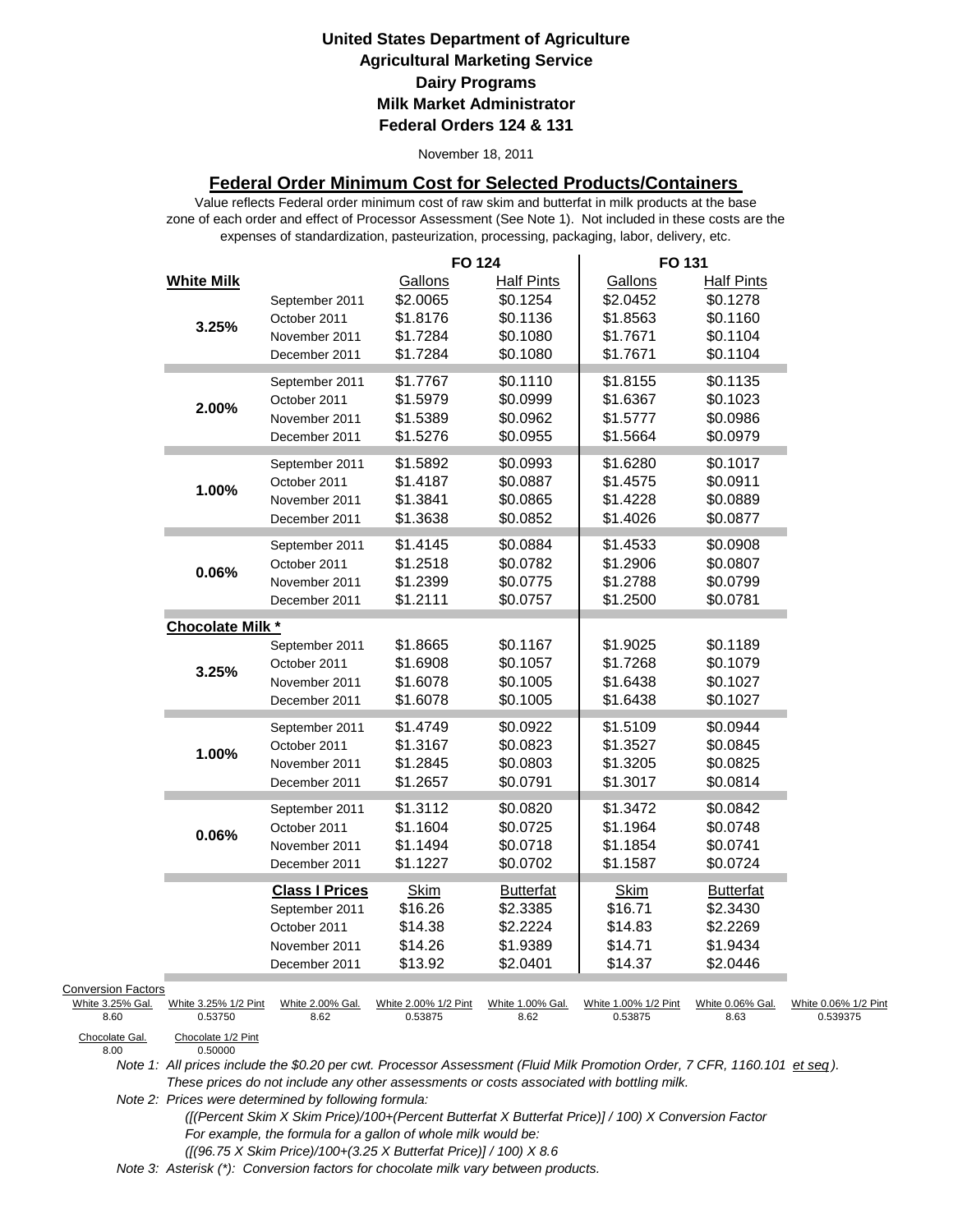# United States Department of Agriculture
## Agricultural Marketing Service
## Dairy Programs
## Milk Market Administrator
## Federal Orders 124 & 131

November 18, 2011

### Federal Order Minimum Cost for Selected Products/Containers

Value reflects Federal order minimum cost of raw skim and butterfat in milk products at the base zone of each order and effect of Processor Assessment (See Note 1). Not included in these costs are the expenses of standardization, pasteurization, processing, packaging, labor, delivery, etc.

| | | FO 124 | | FO 131 | |
|---|---|---|---|---|---|
| **White Milk** | | Gallons | Half Pints | Gallons | Half Pints |
| **3.25%** | September 2011 | $2.0065 | $0.1254 | $2.0452 | $0.1278 |
| | October 2011 | $1.8176 | $0.1136 | $1.8563 | $0.1160 |
| | November 2011 | $1.7284 | $0.1080 | $1.7671 | $0.1104 |
| | December 2011 | $1.7284 | $0.1080 | $1.7671 | $0.1104 |
| **2.00%** | September 2011 | $1.7767 | $0.1110 | $1.8155 | $0.1135 |
| | October 2011 | $1.5979 | $0.0999 | $1.6367 | $0.1023 |
| | November 2011 | $1.5389 | $0.0962 | $1.5777 | $0.0986 |
| | December 2011 | $1.5276 | $0.0955 | $1.5664 | $0.0979 |
| **1.00%** | September 2011 | $1.5892 | $0.0993 | $1.6280 | $0.1017 |
| | October 2011 | $1.4187 | $0.0887 | $1.4575 | $0.0911 |
| | November 2011 | $1.3841 | $0.0865 | $1.4228 | $0.0889 |
| | December 2011 | $1.3638 | $0.0852 | $1.4026 | $0.0877 |
| **0.06%** | September 2011 | $1.4145 | $0.0884 | $1.4533 | $0.0908 |
| | October 2011 | $1.2518 | $0.0782 | $1.2906 | $0.0807 |
| | November 2011 | $1.2399 | $0.0775 | $1.2788 | $0.0799 |
| | December 2011 | $1.2111 | $0.0757 | $1.2500 | $0.0781 |
| **Chocolate Milk *** | | | | | |
| **3.25%** | September 2011 | $1.8665 | $0.1167 | $1.9025 | $0.1189 |
| | October 2011 | $1.6908 | $0.1057 | $1.7268 | $0.1079 |
| | November 2011 | $1.6078 | $0.1005 | $1.6438 | $0.1027 |
| | December 2011 | $1.6078 | $0.1005 | $1.6438 | $0.1027 |
| **1.00%** | September 2011 | $1.4749 | $0.0922 | $1.5109 | $0.0944 |
| | October 2011 | $1.3167 | $0.0823 | $1.3527 | $0.0845 |
| | November 2011 | $1.2845 | $0.0803 | $1.3205 | $0.0825 |
| | December 2011 | $1.2657 | $0.0791 | $1.3017 | $0.0814 |
| **0.06%** | September 2011 | $1.3112 | $0.0820 | $1.3472 | $0.0842 |
| | October 2011 | $1.1604 | $0.0725 | $1.1964 | $0.0748 |
| | November 2011 | $1.1494 | $0.0718 | $1.1854 | $0.0741 |
| | December 2011 | $1.1227 | $0.0702 | $1.1587 | $0.0724 |
| | **Class I Prices** | Skim | Butterfat | Skim | Butterfat |
| | September 2011 | $16.26 | $2.3385 | $16.71 | $2.3430 |
| | October 2011 | $14.38 | $2.2224 | $14.83 | $2.2269 |
| | November 2011 | $14.26 | $1.9389 | $14.71 | $1.9434 |
| | December 2011 | $13.92 | $2.0401 | $14.37 | $2.0446 |

Conversion Factors

| White 3.25% Gal. | White 3.25% 1/2 Pint | White 2.00% Gal. | White 2.00% 1/2 Pint | White 1.00% Gal. | White 1.00% 1/2 Pint | White 0.06% Gal. | White 0.06% 1/2 Pint |
|---|---|---|---|---|---|---|---|
| 8.60 | 0.53750 | 8.62 | 0.53875 | 8.62 | 0.53875 | 8.63 | 0.539375 |

| Chocolate Gal. | Chocolate 1/2 Pint |
|---|---|
| 8.00 | 0.50000 |

*Note 1: All prices include the $0.20 per cwt. Processor Assessment (Fluid Milk Promotion Order, 7 CFR, 1160.101 et seq). These prices do not include any other assessments or costs associated with bottling milk.*

*Note 2: Prices were determined by following formula:*

*([(Percent Skim X Skim Price)/100+(Percent Butterfat X Butterfat Price)] / 100) X Conversion Factor*

*For example, the formula for a gallon of whole milk would be:*

*([(96.75 X Skim Price)/100+(3.25 X Butterfat Price)] / 100) X 8.6*

*Note 3: Asterisk (*): Conversion factors for chocolate milk vary between products.*